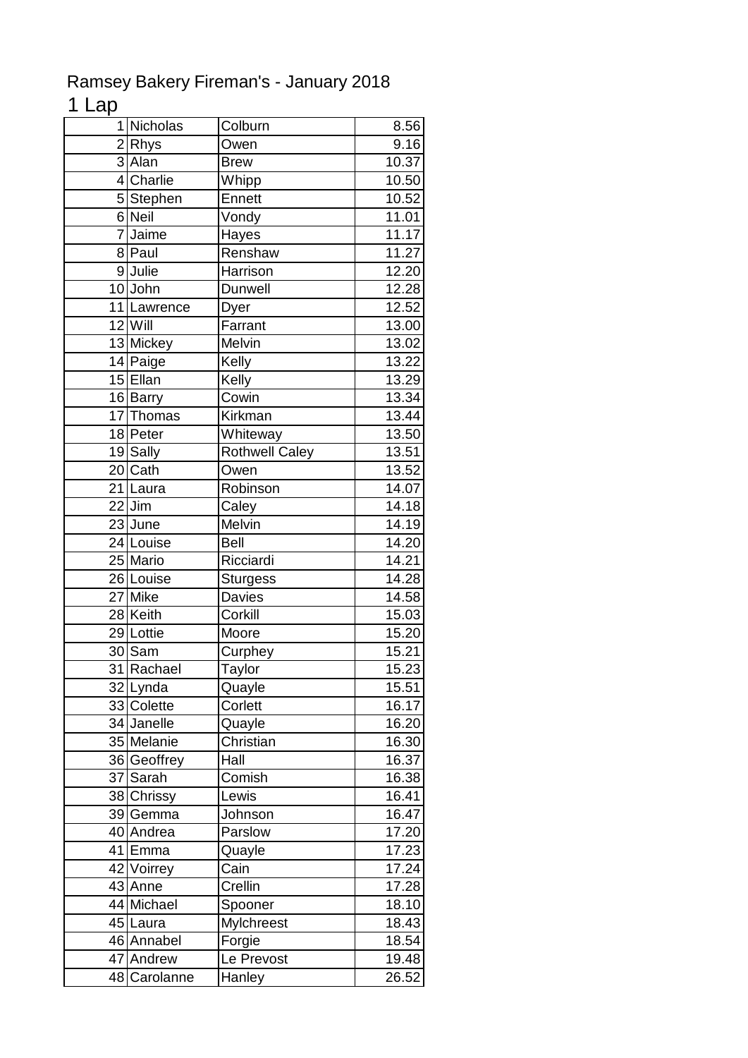# Ramsey Bakery Fireman's - January 2018

## 1 Lap

| | | | |
|---|---|---|---|
| 1 | Nicholas | Colburn | 8.56 |
| 2 | Rhys | Owen | 9.16 |
| 3 | Alan | Brew | 10.37 |
| 4 | Charlie | Whipp | 10.50 |
| 5 | Stephen | Ennett | 10.52 |
| 6 | Neil | Vondy | 11.01 |
| 7 | Jaime | Hayes | 11.17 |
| 8 | Paul | Renshaw | 11.27 |
| 9 | Julie | Harrison | 12.20 |
| 10 | John | Dunwell | 12.28 |
| 11 | Lawrence | Dyer | 12.52 |
| 12 | Will | Farrant | 13.00 |
| 13 | Mickey | Melvin | 13.02 |
| 14 | Paige | Kelly | 13.22 |
| 15 | Ellan | Kelly | 13.29 |
| 16 | Barry | Cowin | 13.34 |
| 17 | Thomas | Kirkman | 13.44 |
| 18 | Peter | Whiteway | 13.50 |
| 19 | Sally | Rothwell Caley | 13.51 |
| 20 | Cath | Owen | 13.52 |
| 21 | Laura | Robinson | 14.07 |
| 22 | Jim | Caley | 14.18 |
| 23 | June | Melvin | 14.19 |
| 24 | Louise | Bell | 14.20 |
| 25 | Mario | Ricciardi | 14.21 |
| 26 | Louise | Sturgess | 14.28 |
| 27 | Mike | Davies | 14.58 |
| 28 | Keith | Corkill | 15.03 |
| 29 | Lottie | Moore | 15.20 |
| 30 | Sam | Curphey | 15.21 |
| 31 | Rachael | Taylor | 15.23 |
| 32 | Lynda | Quayle | 15.51 |
| 33 | Colette | Corlett | 16.17 |
| 34 | Janelle | Quayle | 16.20 |
| 35 | Melanie | Christian | 16.30 |
| 36 | Geoffrey | Hall | 16.37 |
| 37 | Sarah | Comish | 16.38 |
| 38 | Chrissy | Lewis | 16.41 |
| 39 | Gemma | Johnson | 16.47 |
| 40 | Andrea | Parslow | 17.20 |
| 41 | Emma | Quayle | 17.23 |
| 42 | Voirrey | Cain | 17.24 |
| 43 | Anne | Crellin | 17.28 |
| 44 | Michael | Spooner | 18.10 |
| 45 | Laura | Mylchreest | 18.43 |
| 46 | Annabel | Forgie | 18.54 |
| 47 | Andrew | Le Prevost | 19.48 |
| 48 | Carolanne | Hanley | 26.52 |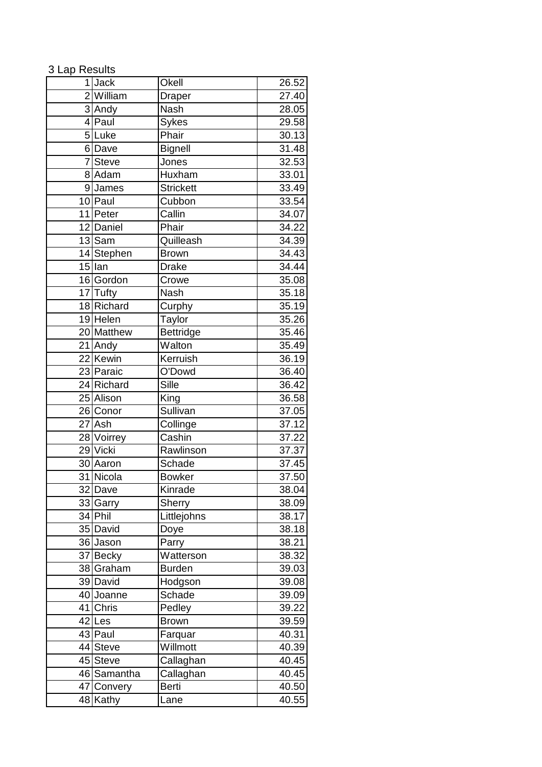3 Lap Results

| | | | |
|---|---|---|---|
| 1 | Jack | Okell | 26.52 |
| 2 | William | Draper | 27.40 |
| 3 | Andy | Nash | 28.05 |
| 4 | Paul | Sykes | 29.58 |
| 5 | Luke | Phair | 30.13 |
| 6 | Dave | Bignell | 31.48 |
| 7 | Steve | Jones | 32.53 |
| 8 | Adam | Huxham | 33.01 |
| 9 | James | Strickett | 33.49 |
| 10 | Paul | Cubbon | 33.54 |
| 11 | Peter | Callin | 34.07 |
| 12 | Daniel | Phair | 34.22 |
| 13 | Sam | Quilleash | 34.39 |
| 14 | Stephen | Brown | 34.43 |
| 15 | Ian | Drake | 34.44 |
| 16 | Gordon | Crowe | 35.08 |
| 17 | Tufty | Nash | 35.18 |
| 18 | Richard | Curphy | 35.19 |
| 19 | Helen | Taylor | 35.26 |
| 20 | Matthew | Bettridge | 35.46 |
| 21 | Andy | Walton | 35.49 |
| 22 | Kewin | Kerruish | 36.19 |
| 23 | Paraic | O'Dowd | 36.40 |
| 24 | Richard | Sille | 36.42 |
| 25 | Alison | King | 36.58 |
| 26 | Conor | Sullivan | 37.05 |
| 27 | Ash | Collinge | 37.12 |
| 28 | Voirrey | Cashin | 37.22 |
| 29 | Vicki | Rawlinson | 37.37 |
| 30 | Aaron | Schade | 37.45 |
| 31 | Nicola | Bowker | 37.50 |
| 32 | Dave | Kinrade | 38.04 |
| 33 | Garry | Sherry | 38.09 |
| 34 | Phil | Littlejohns | 38.17 |
| 35 | David | Doye | 38.18 |
| 36 | Jason | Parry | 38.21 |
| 37 | Becky | Watterson | 38.32 |
| 38 | Graham | Burden | 39.03 |
| 39 | David | Hodgson | 39.08 |
| 40 | Joanne | Schade | 39.09 |
| 41 | Chris | Pedley | 39.22 |
| 42 | Les | Brown | 39.59 |
| 43 | Paul | Farquar | 40.31 |
| 44 | Steve | Willmott | 40.39 |
| 45 | Steve | Callaghan | 40.45 |
| 46 | Samantha | Callaghan | 40.45 |
| 47 | Convery | Berti | 40.50 |
| 48 | Kathy | Lane | 40.55 |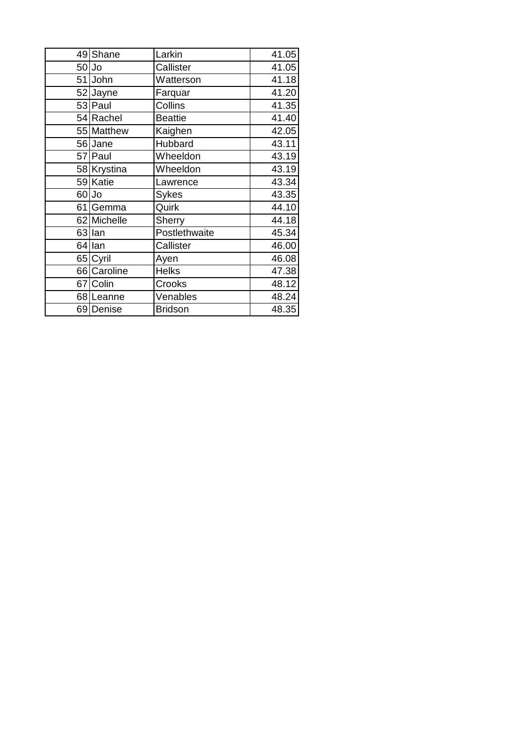| | | | |
|---|---|---|---|
| 49 | Shane | Larkin | 41.05 |
| 50 | Jo | Callister | 41.05 |
| 51 | John | Watterson | 41.18 |
| 52 | Jayne | Farquar | 41.20 |
| 53 | Paul | Collins | 41.35 |
| 54 | Rachel | Beattie | 41.40 |
| 55 | Matthew | Kaighen | 42.05 |
| 56 | Jane | Hubbard | 43.11 |
| 57 | Paul | Wheeldon | 43.19 |
| 58 | Krystina | Wheeldon | 43.19 |
| 59 | Katie | Lawrence | 43.34 |
| 60 | Jo | Sykes | 43.35 |
| 61 | Gemma | Quirk | 44.10 |
| 62 | Michelle | Sherry | 44.18 |
| 63 | Ian | Postlethwaite | 45.34 |
| 64 | Ian | Callister | 46.00 |
| 65 | Cyril | Ayen | 46.08 |
| 66 | Caroline | Helks | 47.38 |
| 67 | Colin | Crooks | 48.12 |
| 68 | Leanne | Venables | 48.24 |
| 69 | Denise | Bridson | 48.35 |